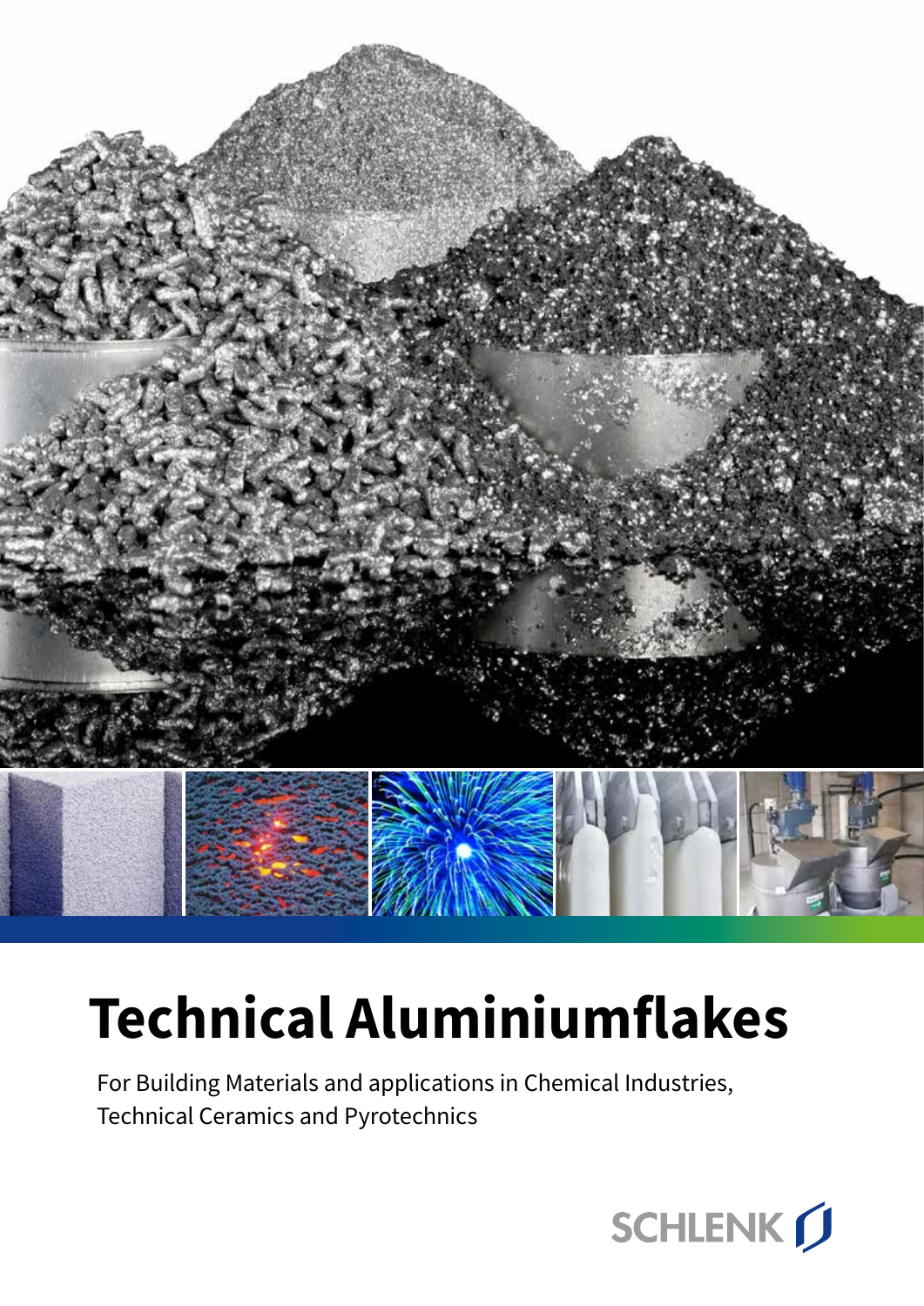# Technical Aluminiumflakes

For Building Materials and applications in Chemical Industries, Technical Ceramics and Pyrotechnics

SCHLENK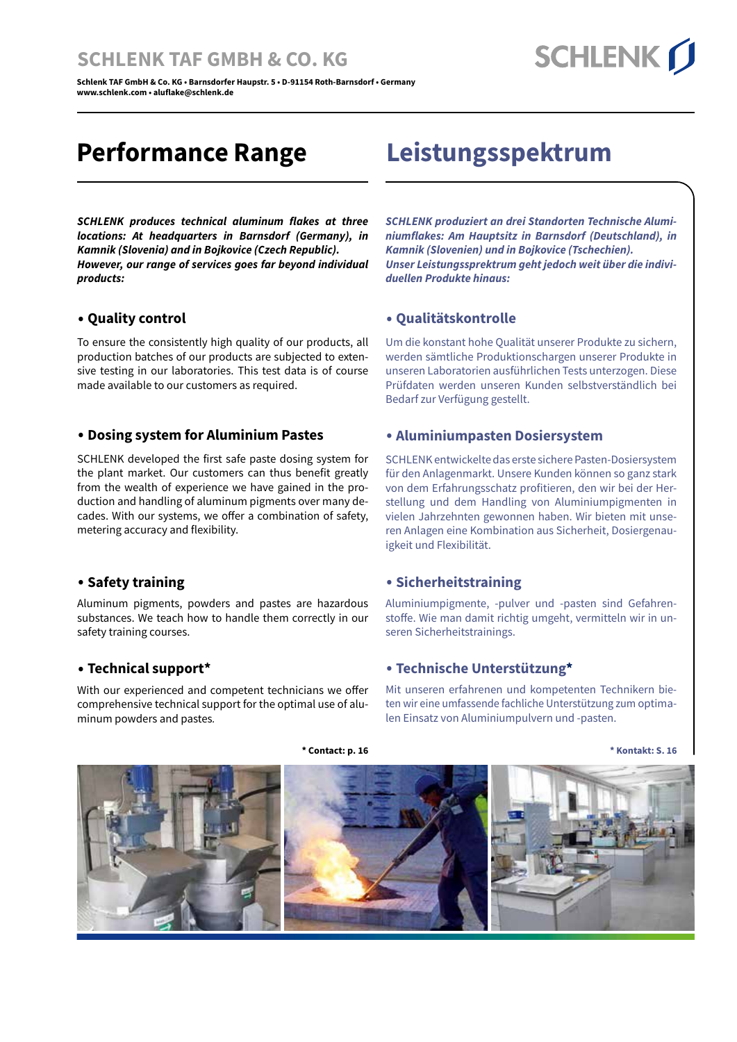# SCHLENK TAF GMBH & CO. KG

**Schlenk TAF GmbH & Co. KG • Barnsdorfer Hauptstr. 5 • D-91154 Roth-Barnsdorf • Germany**
**www.schlenk.com • aluflake@schlenk.de**

## Performance Range

***SCHLENK produces technical aluminum flakes at three locations: At headquarters in Barnsdorf (Germany), in Kamnik (Slovenia) and in Bojkovice (Czech Republic).***
***However, our range of services goes far beyond individual products:***

### • Quality control

To ensure the consistently high quality of our products, all production batches of our products are subjected to extensive testing in our laboratories. This test data is of course made available to our customers as required.

### • Dosing system for Aluminium Pastes

SCHLENK developed the first safe paste dosing system for the plant market. Our customers can thus benefit greatly from the wealth of experience we have gained in the production and handling of aluminum pigments over many decades. With our systems, we offer a combination of safety, metering accuracy and flexibility.

### • Safety training

Aluminum pigments, powders and pastes are hazardous substances. We teach how to handle them correctly in our safety training courses.

### • Technical support*

With our experienced and competent technicians we offer comprehensive technical support for the optimal use of aluminum powders and pastes.

**\* Contact: p. 16**

## Leistungsspektrum

***SCHLENK produziert an drei Standorten Technische Aluminiumflakes: Am Hauptsitz in Barnsdorf (Deutschland), in Kamnik (Slovenien) und in Bojkovice (Tschechien).***
***Unser Leistungssprektrum geht jedoch weit über die individuellen Produkte hinaus:***

### • Qualitätskontrolle

Um die konstant hohe Qualität unserer Produkte zu sichern, werden sämtliche Produktionschargen unserer Produkte in unseren Laboratorien ausführlichen Tests unterzogen. Diese Prüfdaten werden unseren Kunden selbstverständlich bei Bedarf zur Verfügung gestellt.

### • Aluminiumpasten Dosiersystem

SCHLENK entwickelte das erste sichere Pasten-Dosiersystem für den Anlagenmarkt. Unsere Kunden können so ganz stark von dem Erfahrungsschatz profitieren, den wir bei der Herstellung und dem Handling von Aluminiumpigmenten in vielen Jahrzehnten gewonnen haben. Wir bieten mit unseren Anlagen eine Kombination aus Sicherheit, Dosiergenauigkeit und Flexibilität.

### • Sicherheitstraining

Aluminiumpigmente, -pulver und -pasten sind Gefahrenstoffe. Wie man damit richtig umgeht, vermitteln wir in unseren Sicherheitstrainings.

### • Technische Unterstützung*

Mit unseren erfahrenen und kompetenten Technikern bieten wir eine umfassende fachliche Unterstützung zum optimalen Einsatz von Aluminiumpulvern und -pasten.

**\* Kontakt: S. 16**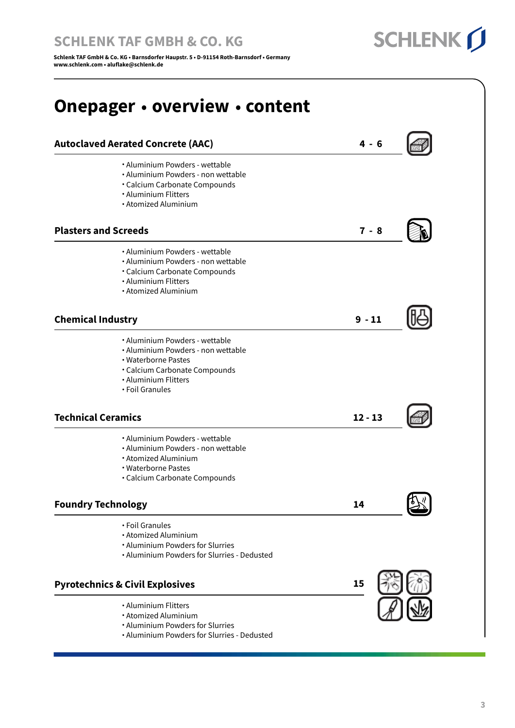SCHLENK TAF GMBH & CO. KG

Schlenk TAF GmbH & Co. KG • Barnsdorfer Hauptstr. 5 • D-91154 Roth-Barnsdorf • Germany
www.schlenk.com • aluflake@schlenk.de

# Onepager • overview • content

## Autoclaved Aerated Concrete (AAC) — 4 - 6

- Aluminium Powders - wettable
- Aluminium Powders - non wettable
- Calcium Carbonate Compounds
- Aluminium Flitters
- Atomized Aluminium

## Plasters and Screeds — 7 - 8

- Aluminium Powders - wettable
- Aluminium Powders - non wettable
- Calcium Carbonate Compounds
- Aluminium Flitters
- Atomized Aluminium

## Chemical Industry — 9 - 11

- Aluminium Powders - wettable
- Aluminium Powders - non wettable
- Waterborne Pastes
- Calcium Carbonate Compounds
- Aluminium Flitters
- Foil Granules

## Technical Ceramics — 12 - 13

- Aluminium Powders - wettable
- Aluminium Powders - non wettable
- Atomized Aluminium
- Waterborne Pastes
- Calcium Carbonate Compounds

## Foundry Technology — 14

- Foil Granules
- Atomized Aluminium
- Aluminium Powders for Slurries
- Aluminium Powders for Slurries - Dedusted

## Pyrotechnics & Civil Explosives — 15

- Aluminium Flitters
- Atomized Aluminium
- Aluminium Powders for Slurries
- Aluminium Powders for Slurries - Dedusted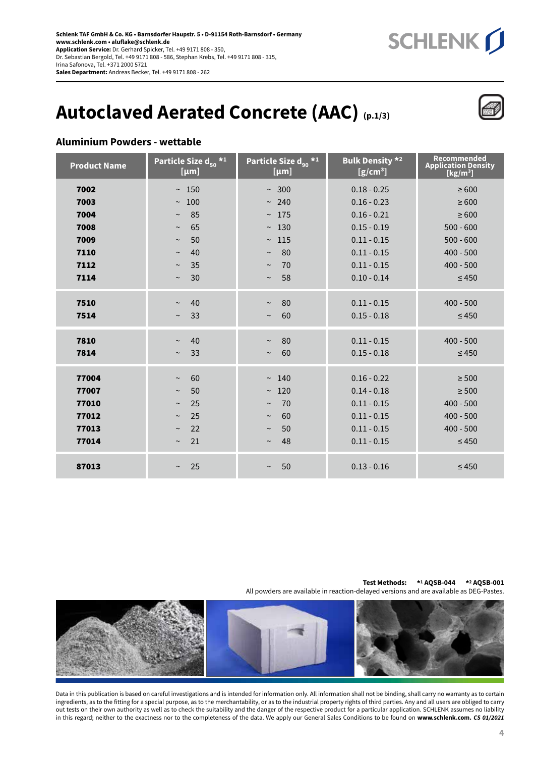Schlenk TAF GmbH & Co. KG • Barnsdorfer Hauptstr. 5 • D-91154 Roth-Barnsdorf • Germany
www.schlenk.com • aluflake@schlenk.de
**Application Service:** Dr. Gerhard Spicker, Tel. +49 9171 808 - 350,
Dr. Sebastian Bergold, Tel. +49 9171 808 - 586, Stephan Krebs, Tel. +49 9171 808 - 315,
Irina Safonova, Tel. +371 2000 5721
**Sales Department:** Andreas Becker, Tel. +49 9171 808 - 262

# Autoclaved Aerated Concrete (AAC) (p.1/3)

## Aluminium Powders - wettable

| Product Name | Particle Size $d_{50}$ *1 [µm] | Particle Size $d_{90}$ *1 [µm] | Bulk Density *2 [g/cm³] | Recommended Application Density [kg/m³] |
|---|---|---|---|---|
| **7002** | ~ 150 | ~ 300 | 0.18 - 0.25 | ≥ 600 |
| **7003** | ~ 100 | ~ 240 | 0.16 - 0.23 | ≥ 600 |
| **7004** | ~ 85 | ~ 175 | 0.16 - 0.21 | ≥ 600 |
| **7008** | ~ 65 | ~ 130 | 0.15 - 0.19 | 500 - 600 |
| **7009** | ~ 50 | ~ 115 | 0.11 - 0.15 | 500 - 600 |
| **7110** | ~ 40 | ~ 80 | 0.11 - 0.15 | 400 - 500 |
| **7112** | ~ 35 | ~ 70 | 0.11 - 0.15 | 400 - 500 |
| **7114** | ~ 30 | ~ 58 | 0.10 - 0.14 | ≤ 450 |
| **7510** | ~ 40 | ~ 80 | 0.11 - 0.15 | 400 - 500 |
| **7514** | ~ 33 | ~ 60 | 0.15 - 0.18 | ≤ 450 |
| **7810** | ~ 40 | ~ 80 | 0.11 - 0.15 | 400 - 500 |
| **7814** | ~ 33 | ~ 60 | 0.15 - 0.18 | ≤ 450 |
| **77004** | ~ 60 | ~ 140 | 0.16 - 0.22 | ≥ 500 |
| **77007** | ~ 50 | ~ 120 | 0.14 - 0.18 | ≥ 500 |
| **77010** | ~ 25 | ~ 70 | 0.11 - 0.15 | 400 - 500 |
| **77012** | ~ 25 | ~ 60 | 0.11 - 0.15 | 400 - 500 |
| **77013** | ~ 22 | ~ 50 | 0.11 - 0.15 | 400 - 500 |
| **77014** | ~ 21 | ~ 48 | 0.11 - 0.15 | ≤ 450 |
| **87013** | ~ 25 | ~ 50 | 0.13 - 0.16 | ≤ 450 |

**Test Methods:** **\*1 AQSB-044** **\*2 AQSB-001**
All powders are available in reaction-delayed versions and are available as DEG-Pastes.

Data in this publication is based on careful investigations and is intended for information only. All information shall not be binding, shall carry no warranty as to certain ingredients, as to the fitting for a special purpose, as to the merchantability, or as to the industrial property rights of third parties. Any and all users are obliged to carry out tests on their own authority as well as to check the suitability and the danger of the respective product for a particular application. SCHLENK assumes no liability in this regard; neither to the exactness nor to the completeness of the data. We apply our General Sales Conditions to be found on **www.schlenk.com.** ***CS 01/2021***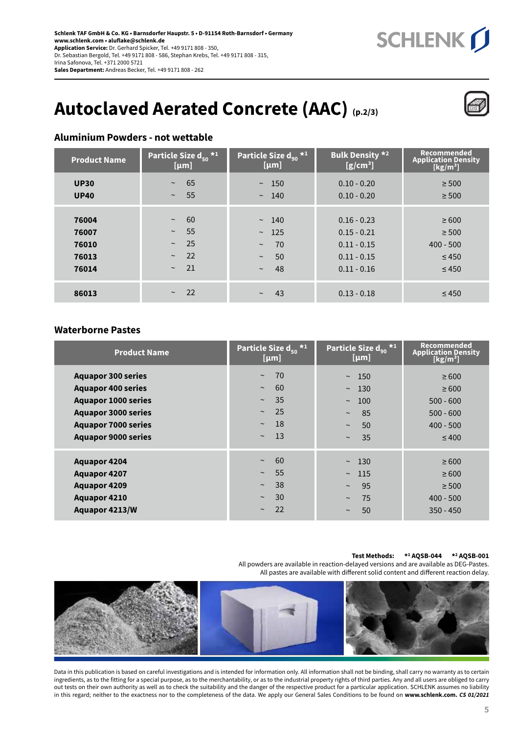**Schlenk TAF GmbH & Co. KG • Barnsdorfer Hauptstr. 5 • D-91154 Roth-Barnsdorf • Germany**
**www.schlenk.com • aluflake@schlenk.de**
**Application Service:** Dr. Gerhard Spicker, Tel. +49 9171 808 - 350,
Dr. Sebastian Bergold, Tel. +49 9171 808 - 586, Stephan Krebs, Tel. +49 9171 808 - 315,
Irina Safonova, Tel. +371 2000 5721
**Sales Department:** Andreas Becker, Tel. +49 9171 808 - 262

# Autoclaved Aerated Concrete (AAC) (p.2/3)

## Aluminium Powders - not wettable

| Product Name | Particle Size $d_{50}$ *1 [µm] | Particle Size $d_{90}$ *1 [µm] | Bulk Density *2 [g/cm³] | Recommended Application Density [kg/m³] |
|---|---|---|---|---|
| **UP30** | ~ 65 | ~ 150 | 0.10 - 0.20 | ≥ 500 |
| **UP40** | ~ 55 | ~ 140 | 0.10 - 0.20 | ≥ 500 |
| **76004** | ~ 60 | ~ 140 | 0.16 - 0.23 | ≥ 600 |
| **76007** | ~ 55 | ~ 125 | 0.15 - 0.21 | ≥ 500 |
| **76010** | ~ 25 | ~ 70 | 0.11 - 0.15 | 400 - 500 |
| **76013** | ~ 22 | ~ 50 | 0.11 - 0.15 | ≤ 450 |
| **76014** | ~ 21 | ~ 48 | 0.11 - 0.16 | ≤ 450 |
| **86013** | ~ 22 | ~ 43 | 0.13 - 0.18 | ≤ 450 |

## Waterborne Pastes

| Product Name | Particle Size $d_{50}$ *1 [µm] | Particle Size $d_{90}$ *1 [µm] | Recommended Application Density [kg/m³] |
|---|---|---|---|
| **Aquapor 300 series** | ~ 70 | ~ 150 | ≥ 600 |
| **Aquapor 400 series** | ~ 60 | ~ 130 | ≥ 600 |
| **Aquapor 1000 series** | ~ 35 | ~ 100 | 500 - 600 |
| **Aquapor 3000 series** | ~ 25 | ~ 85 | 500 - 600 |
| **Aquapor 7000 series** | ~ 18 | ~ 50 | 400 - 500 |
| **Aquapor 9000 series** | ~ 13 | ~ 35 | ≤ 400 |
| **Aquapor 4204** | ~ 60 | ~ 130 | ≥ 600 |
| **Aquapor 4207** | ~ 55 | ~ 115 | ≥ 600 |
| **Aquapor 4209** | ~ 38 | ~ 95 | ≥ 500 |
| **Aquapor 4210** | ~ 30 | ~ 75 | 400 - 500 |
| **Aquapor 4213/W** | ~ 22 | ~ 50 | 350 - 450 |

**Test Methods:** **\*1 AQSB-044** **\*2 AQSB-001**
All powders are available in reaction-delayed versions and are available as DEG-Pastes.
All pastes are available with different solid content and different reaction delay.

Data in this publication is based on careful investigations and is intended for information only. All information shall not be binding, shall carry no warranty as to certain ingredients, as to the fitting for a special purpose, as to the merchantability, or as to the industrial property rights of third parties. Any and all users are obliged to carry out tests on their own authority as well as to check the suitability and the danger of the respective product for a particular application. SCHLENK assumes no liability in this regard; neither to the exactness nor to the completeness of the data. We apply our General Sales Conditions to be found on **www.schlenk.com.** ***CS 01/2021***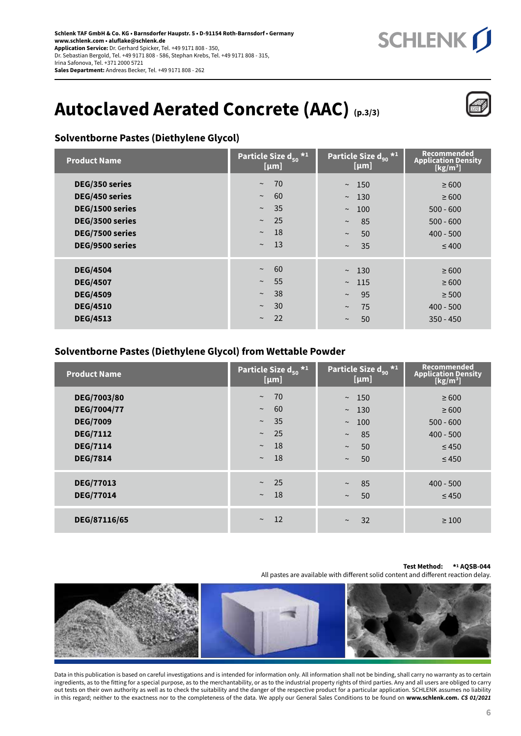Schlenk TAF GmbH & Co. KG • Barnsdorfer Haupstr. 5 • D-91154 Roth-Barnsdorf • Germany
www.schlenk.com • aluflake@schlenk.de
**Application Service:** Dr. Gerhard Spicker, Tel. +49 9171 808 - 350,
Dr. Sebastian Bergold, Tel. +49 9171 808 - 586, Stephan Krebs, Tel. +49 9171 808 - 315,
Irina Safonova, Tel. +371 2000 5721
**Sales Department:** Andreas Becker, Tel. +49 9171 808 - 262

# Autoclaved Aerated Concrete (AAC) (p.3/3)

## Solventborne Pastes (Diethylene Glycol)

| Product Name | Particle Size $d_{50}$ *1 [µm] | Particle Size $d_{90}$ *1 [µm] | Recommended Application Density [kg/m³] |
|---|---|---|---|
| DEG/350 series | ~ 70 | ~ 150 | ≥ 600 |
| DEG/450 series | ~ 60 | ~ 130 | ≥ 600 |
| DEG/1500 series | ~ 35 | ~ 100 | 500 - 600 |
| DEG/3500 series | ~ 25 | ~ 85 | 500 - 600 |
| DEG/7500 series | ~ 18 | ~ 50 | 400 - 500 |
| DEG/9500 series | ~ 13 | ~ 35 | ≤ 400 |
| DEG/4504 | ~ 60 | ~ 130 | ≥ 600 |
| DEG/4507 | ~ 55 | ~ 115 | ≥ 600 |
| DEG/4509 | ~ 38 | ~ 95 | ≥ 500 |
| DEG/4510 | ~ 30 | ~ 75 | 400 - 500 |
| DEG/4513 | ~ 22 | ~ 50 | 350 - 450 |

## Solventborne Pastes (Diethylene Glycol) from Wettable Powder

| Product Name | Particle Size $d_{50}$ *1 [µm] | Particle Size $d_{90}$ *1 [µm] | Recommended Application Density [kg/m³] |
|---|---|---|---|
| DEG/7003/80 | ~ 70 | ~ 150 | ≥ 600 |
| DEG/7004/77 | ~ 60 | ~ 130 | ≥ 600 |
| DEG/7009 | ~ 35 | ~ 100 | 500 - 600 |
| DEG/7112 | ~ 25 | ~ 85 | 400 - 500 |
| DEG/7114 | ~ 18 | ~ 50 | ≤ 450 |
| DEG/7814 | ~ 18 | ~ 50 | ≤ 450 |
| DEG/77013 | ~ 25 | ~ 85 | 400 - 500 |
| DEG/77014 | ~ 18 | ~ 50 | ≤ 450 |
| DEG/87116/65 | ~ 12 | ~ 32 | ≥ 100 |

**Test Method:** **\*1 AQSB-044**

All pastes are available with different solid content and different reaction delay.

Data in this publication is based on careful investigations and is intended for information only. All information shall not be binding, shall carry no warranty as to certain ingredients, as to the fitting for a special purpose, as to the merchantability, or as to the industrial property rights of third parties. Any and all users are obliged to carry out tests on their own authority as well as to check the suitability and the danger of the respective product for a particular application. SCHLENK assumes no liability in this regard; neither to the exactness nor to the completeness of the data. We apply our General Sales Conditions to be found on **www.schlenk.com.** ***CS 01/2021***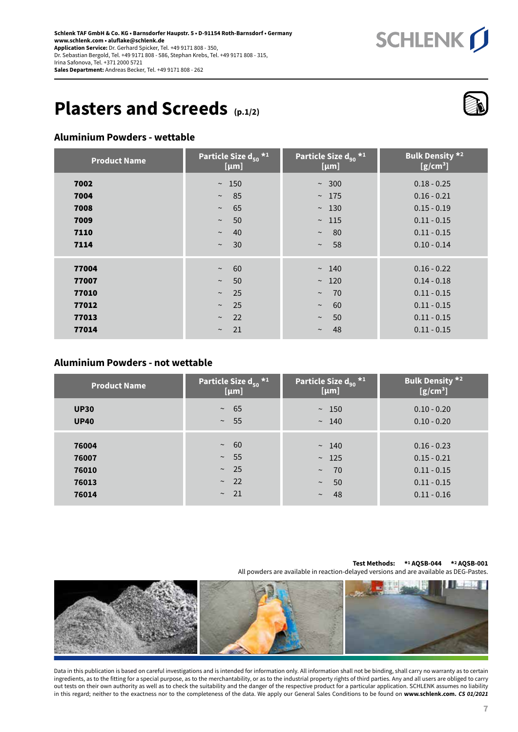**Schlenk TAF GmbH & Co. KG • Barnsdorfer Hauptstr. 5 • D-91154 Roth-Barnsdorf • Germany**
**www.schlenk.com • aluflake@schlenk.de**
**Application Service:** Dr. Gerhard Spicker, Tel. +49 9171 808 - 350,
Dr. Sebastian Bergold, Tel. +49 9171 808 - 586, Stephan Krebs, Tel. +49 9171 808 - 315,
Irina Safonova, Tel. +371 2000 5721
**Sales Department:** Andreas Becker, Tel. +49 9171 808 - 262

# Plasters and Screeds (p.1/2)

## Aluminium Powders - wettable

| Product Name | Particle Size $d_{50}$ *1 [µm] | Particle Size $d_{90}$ *1 [µm] | Bulk Density *2 [g/cm³] |
|---|---|---|---|
| **7002** | ~ 150 | ~ 300 | 0.18 - 0.25 |
| **7004** | ~ 85 | ~ 175 | 0.16 - 0.21 |
| **7008** | ~ 65 | ~ 130 | 0.15 - 0.19 |
| **7009** | ~ 50 | ~ 115 | 0.11 - 0.15 |
| **7110** | ~ 40 | ~ 80 | 0.11 - 0.15 |
| **7114** | ~ 30 | ~ 58 | 0.10 - 0.14 |
| **77004** | ~ 60 | ~ 140 | 0.16 - 0.22 |
| **77007** | ~ 50 | ~ 120 | 0.14 - 0.18 |
| **77010** | ~ 25 | ~ 70 | 0.11 - 0.15 |
| **77012** | ~ 25 | ~ 60 | 0.11 - 0.15 |
| **77013** | ~ 22 | ~ 50 | 0.11 - 0.15 |
| **77014** | ~ 21 | ~ 48 | 0.11 - 0.15 |

## Aluminium Powders - not wettable

| Product Name | Particle Size $d_{50}$ *1 [µm] | Particle Size $d_{90}$ *1 [µm] | Bulk Density *2 [g/cm³] |
|---|---|---|---|
| **UP30** | ~ 65 | ~ 150 | 0.10 - 0.20 |
| **UP40** | ~ 55 | ~ 140 | 0.10 - 0.20 |
| **76004** | ~ 60 | ~ 140 | 0.16 - 0.23 |
| **76007** | ~ 55 | ~ 125 | 0.15 - 0.21 |
| **76010** | ~ 25 | ~ 70 | 0.11 - 0.15 |
| **76013** | ~ 22 | ~ 50 | 0.11 - 0.15 |
| **76014** | ~ 21 | ~ 48 | 0.11 - 0.16 |

**Test Methods: *1 AQSB-044 *2 AQSB-001**
All powders are available in reaction-delayed versions and are available as DEG-Pastes.

Data in this publication is based on careful investigations and is intended for information only. All information shall not be binding, shall carry no warranty as to certain ingredients, as to the fitting for a special purpose, as to the merchantability, or as to the industrial property rights of third parties. Any and all users are obliged to carry out tests on their own authority as well as to check the suitability and the danger of the respective product for a particular application. SCHLENK assumes no liability in this regard; neither to the exactness nor to the completeness of the data. We apply our General Sales Conditions to be found on **www.schlenk.com.** ***CS 01/2021***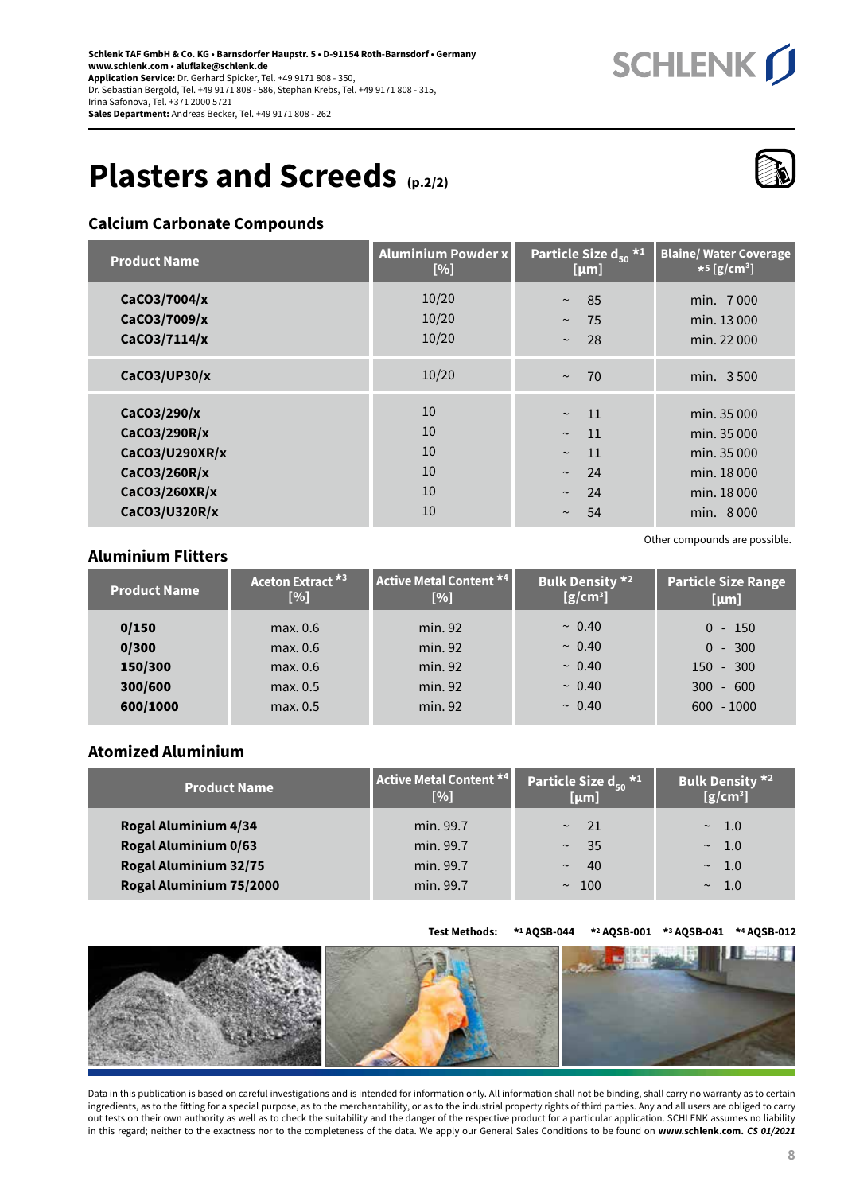Schlenk TAF GmbH & Co. KG • Barnsdorfer Hauptstr. 5 • D-91154 Roth-Barnsdorf • Germany
www.schlenk.com • aluflake@schlenk.de
**Application Service:** Dr. Gerhard Spicker, Tel. +49 9171 808 - 350,
Dr. Sebastian Bergold, Tel. +49 9171 808 - 586, Stephan Krebs, Tel. +49 9171 808 - 315,
Irina Safonova, Tel. +371 2000 5721
**Sales Department:** Andreas Becker, Tel. +49 9171 808 - 262

# Plasters and Screeds (p.2/2)

## Calcium Carbonate Compounds

| Product Name | Aluminium Powder x [%] | Particle Size $d_{50}$ *1 [µm] | Blaine/ Water Coverage *5 [g/cm³] |
|---|---|---|---|
| **CaCO3/7004/x** | 10/20 | ~ 85 | min. 7 000 |
| **CaCO3/7009/x** | 10/20 | ~ 75 | min. 13 000 |
| **CaCO3/7114/x** | 10/20 | ~ 28 | min. 22 000 |
| **CaCO3/UP30/x** | 10/20 | ~ 70 | min. 3 500 |
| **CaCO3/290/x** | 10 | ~ 11 | min. 35 000 |
| **CaCO3/290R/x** | 10 | ~ 11 | min. 35 000 |
| **CaCO3/U290XR/x** | 10 | ~ 11 | min. 35 000 |
| **CaCO3/260R/x** | 10 | ~ 24 | min. 18 000 |
| **CaCO3/260XR/x** | 10 | ~ 24 | min. 18 000 |
| **CaCO3/U320R/x** | 10 | ~ 54 | min. 8 000 |

Other compounds are possible.

## Aluminium Flitters

| Product Name | Aceton Extract *3 [%] | Active Metal Content *4 [%] | Bulk Density *2 [g/cm³] | Particle Size Range [µm] |
|---|---|---|---|---|
| **0/150** | max. 0.6 | min. 92 | ~ 0.40 | 0 - 150 |
| **0/300** | max. 0.6 | min. 92 | ~ 0.40 | 0 - 300 |
| **150/300** | max. 0.6 | min. 92 | ~ 0.40 | 150 - 300 |
| **300/600** | max. 0.5 | min. 92 | ~ 0.40 | 300 - 600 |
| **600/1000** | max. 0.5 | min. 92 | ~ 0.40 | 600 - 1000 |

## Atomized Aluminium

| Product Name | Active Metal Content *4 [%] | Particle Size $d_{50}$ *1 [µm] | Bulk Density *2 [g/cm³] |
|---|---|---|---|
| **Rogal Aluminium 4/34** | min. 99.7 | ~ 21 | ~ 1.0 |
| **Rogal Aluminium 0/63** | min. 99.7 | ~ 35 | ~ 1.0 |
| **Rogal Aluminium 32/75** | min. 99.7 | ~ 40 | ~ 1.0 |
| **Rogal Aluminium 75/2000** | min. 99.7 | ~ 100 | ~ 1.0 |

**Test Methods:** **\*1 AQSB-044** **\*2 AQSB-001** **\*3 AQSB-041** **\*4 AQSB-012**

Data in this publication is based on careful investigations and is intended for information only. All information shall not be binding, shall carry no warranty as to certain ingredients, as to the fitting for a special purpose, as to the merchantability, or as to the industrial property rights of third parties. Any and all users are obliged to carry out tests on their own authority as well as to check the suitability and the danger of the respective product for a particular application. SCHLENK assumes no liability in this regard; neither to the exactness nor to the completeness of the data. We apply our General Sales Conditions to be found on **www.schlenk.com.** ***CS 01/2021***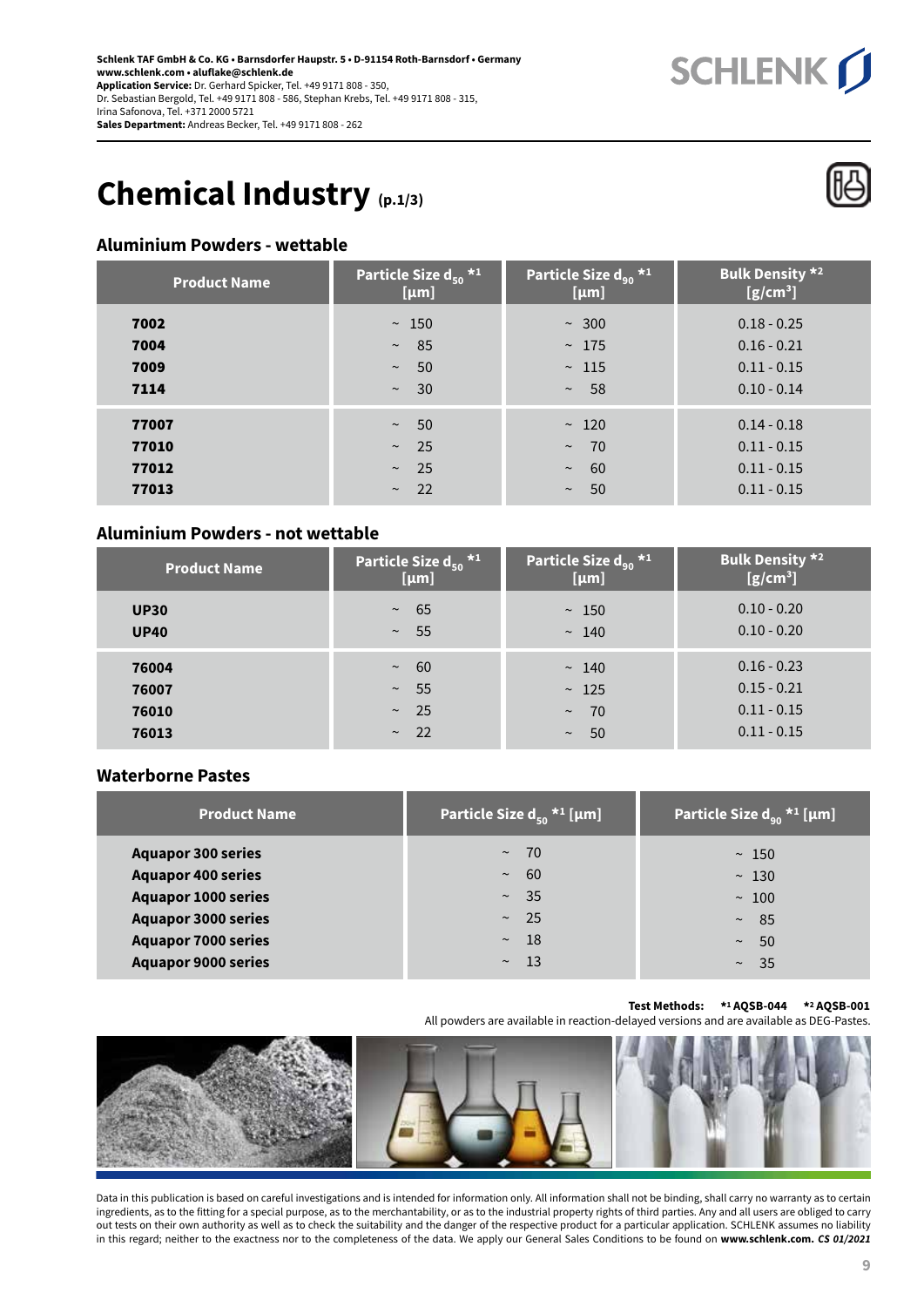Schlenk TAF GmbH & Co. KG • Barnsdorfer Hauptstr. 5 • D-91154 Roth-Barnsdorf • Germany
www.schlenk.com • aluflake@schlenk.de
**Application Service:** Dr. Gerhard Spicker, Tel. +49 9171 808 - 350,
Dr. Sebastian Bergold, Tel. +49 9171 808 - 586, Stephan Krebs, Tel. +49 9171 808 - 315,
Irina Safonova, Tel. +371 2000 5721
**Sales Department:** Andreas Becker, Tel. +49 9171 808 - 262

# Chemical Industry (p.1/3)

## Aluminium Powders - wettable

| Product Name | Particle Size $d_{50}$ *1 [µm] | Particle Size $d_{90}$ *1 [µm] | Bulk Density *2 [g/cm³] |
|---|---|---|---|
| **7002** | ~ 150 | ~ 300 | 0.18 - 0.25 |
| **7004** | ~ 85 | ~ 175 | 0.16 - 0.21 |
| **7009** | ~ 50 | ~ 115 | 0.11 - 0.15 |
| **7114** | ~ 30 | ~ 58 | 0.10 - 0.14 |
| **77007** | ~ 50 | ~ 120 | 0.14 - 0.18 |
| **77010** | ~ 25 | ~ 70 | 0.11 - 0.15 |
| **77012** | ~ 25 | ~ 60 | 0.11 - 0.15 |
| **77013** | ~ 22 | ~ 50 | 0.11 - 0.15 |

## Aluminium Powders - not wettable

| Product Name | Particle Size $d_{50}$ *1 [µm] | Particle Size $d_{90}$ *1 [µm] | Bulk Density *2 [g/cm³] |
|---|---|---|---|
| **UP30** | ~ 65 | ~ 150 | 0.10 - 0.20 |
| **UP40** | ~ 55 | ~ 140 | 0.10 - 0.20 |
| **76004** | ~ 60 | ~ 140 | 0.16 - 0.23 |
| **76007** | ~ 55 | ~ 125 | 0.15 - 0.21 |
| **76010** | ~ 25 | ~ 70 | 0.11 - 0.15 |
| **76013** | ~ 22 | ~ 50 | 0.11 - 0.15 |

## Waterborne Pastes

| Product Name | Particle Size $d_{50}$ *1 [µm] | Particle Size $d_{90}$ *1 [µm] |
|---|---|---|
| **Aquapor 300 series** | ~ 70 | ~ 150 |
| **Aquapor 400 series** | ~ 60 | ~ 130 |
| **Aquapor 1000 series** | ~ 35 | ~ 100 |
| **Aquapor 3000 series** | ~ 25 | ~ 85 |
| **Aquapor 7000 series** | ~ 18 | ~ 50 |
| **Aquapor 9000 series** | ~ 13 | ~ 35 |

**Test Methods:** **\*1 AQSB-044** **\*2 AQSB-001**

All powders are available in reaction-delayed versions and are available as DEG-Pastes.

Data in this publication is based on careful investigations and is intended for information only. All information shall not be binding, shall carry no warranty as to certain ingredients, as to the fitting for a special purpose, as to the merchantability, or as to the industrial property rights of third parties. Any and all users are obliged to carry out tests on their own authority as well as to check the suitability and the danger of the respective product for a particular application. SCHLENK assumes no liability in this regard; neither to the exactness nor to the completeness of the data. We apply our General Sales Conditions to be found on **www.schlenk.com.** ***CS 01/2021***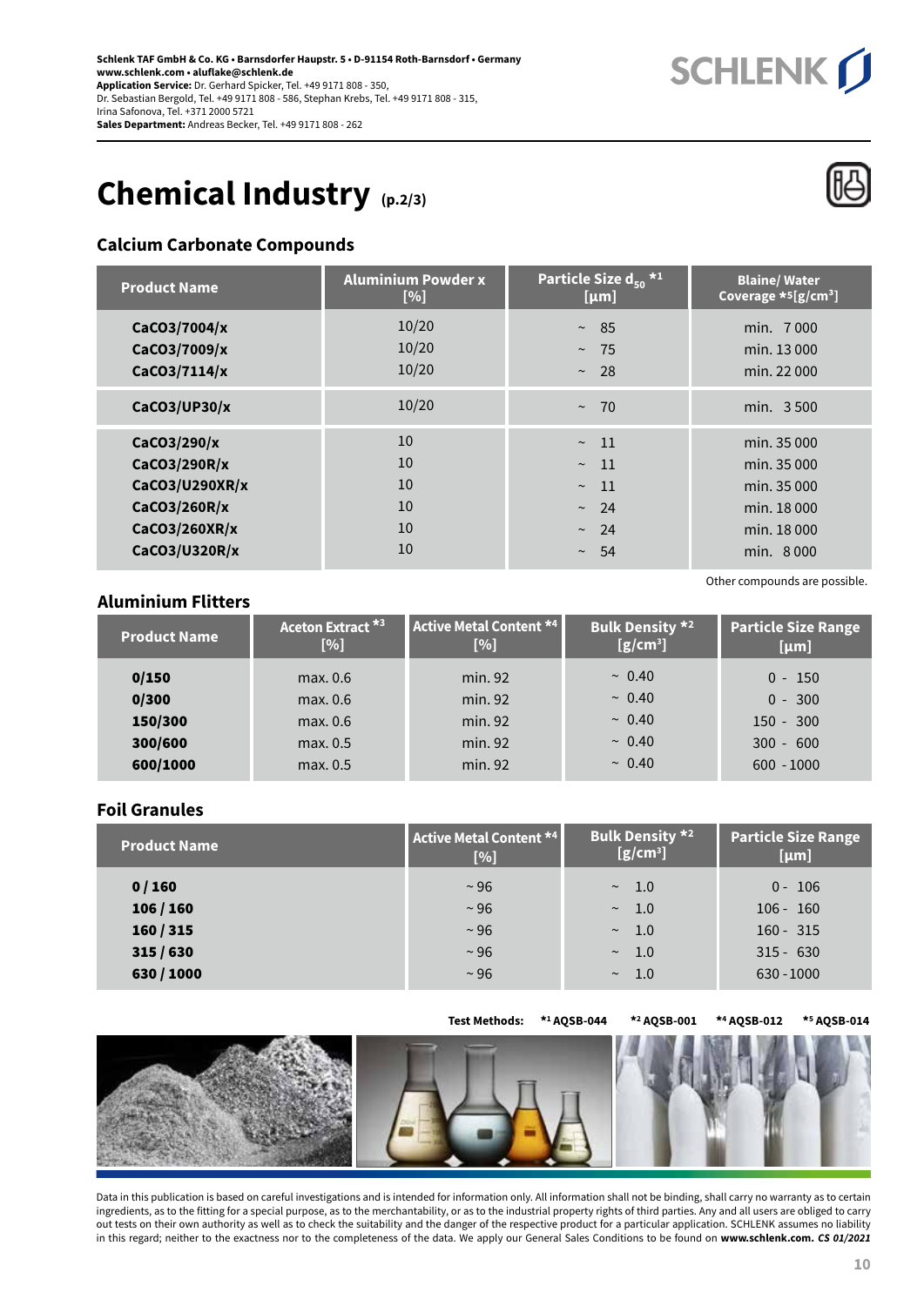Schlenk TAF GmbH & Co. KG • Barnsdorfer Hauptstr. 5 • D-91154 Roth-Barnsdorf • Germany
www.schlenk.com • aluflake@schlenk.de
**Application Service:** Dr. Gerhard Spicker, Tel. +49 9171 808 - 350,
Dr. Sebastian Bergold, Tel. +49 9171 808 - 586, Stephan Krebs, Tel. +49 9171 808 - 315,
Irina Safonova, Tel. +371 2000 5721
**Sales Department:** Andreas Becker, Tel. +49 9171 808 - 262

# Chemical Industry (p.2/3)

## Calcium Carbonate Compounds

| Product Name | Aluminium Powder x [%] | Particle Size $d_{50}$ *1 [µm] | Blaine/ Water Coverage *5 [g/cm³] |
|---|---|---|---|
| **CaCO3/7004/x** | 10/20 | ~ 85 | min. 7 000 |
| **CaCO3/7009/x** | 10/20 | ~ 75 | min. 13 000 |
| **CaCO3/7114/x** | 10/20 | ~ 28 | min. 22 000 |
| **CaCO3/UP30/x** | 10/20 | ~ 70 | min. 3 500 |
| **CaCO3/290/x** | 10 | ~ 11 | min. 35 000 |
| **CaCO3/290R/x** | 10 | ~ 11 | min. 35 000 |
| **CaCO3/U290XR/x** | 10 | ~ 11 | min. 35 000 |
| **CaCO3/260R/x** | 10 | ~ 24 | min. 18 000 |
| **CaCO3/260XR/x** | 10 | ~ 24 | min. 18 000 |
| **CaCO3/U320R/x** | 10 | ~ 54 | min. 8 000 |

Other compounds are possible.

## Aluminium Flitters

| Product Name | Aceton Extract *3 [%] | Active Metal Content *4 [%] | Bulk Density *2 [g/cm³] | Particle Size Range [µm] |
|---|---|---|---|---|
| **0/150** | max. 0.6 | min. 92 | ~ 0.40 | 0 - 150 |
| **0/300** | max. 0.6 | min. 92 | ~ 0.40 | 0 - 300 |
| **150/300** | max. 0.6 | min. 92 | ~ 0.40 | 150 - 300 |
| **300/600** | max. 0.5 | min. 92 | ~ 0.40 | 300 - 600 |
| **600/1000** | max. 0.5 | min. 92 | ~ 0.40 | 600 - 1000 |

## Foil Granules

| Product Name | Active Metal Content *4 [%] | Bulk Density *2 [g/cm³] | Particle Size Range [µm] |
|---|---|---|---|
| **0 / 160** | ~ 96 | ~ 1.0 | 0 - 106 |
| **106 / 160** | ~ 96 | ~ 1.0 | 106 - 160 |
| **160 / 315** | ~ 96 | ~ 1.0 | 160 - 315 |
| **315 / 630** | ~ 96 | ~ 1.0 | 315 - 630 |
| **630 / 1000** | ~ 96 | ~ 1.0 | 630 - 1000 |

**Test Methods:** **\*1 AQSB-044** **\*2 AQSB-001** **\*4 AQSB-012** **\*5 AQSB-014**

Data in this publication is based on careful investigations and is intended for information only. All information shall not be binding, shall carry no warranty as to certain ingredients, as to the fitting for a special purpose, as to the merchantability, or as to the industrial property rights of third parties. Any and all users are obliged to carry out tests on their own authority as well as to check the suitability and the danger of the respective product for a particular application. SCHLENK assumes no liability in this regard; neither to the exactness nor to the completeness of the data. We apply our General Sales Conditions to be found on **www.schlenk.com.** ***CS 01/2021***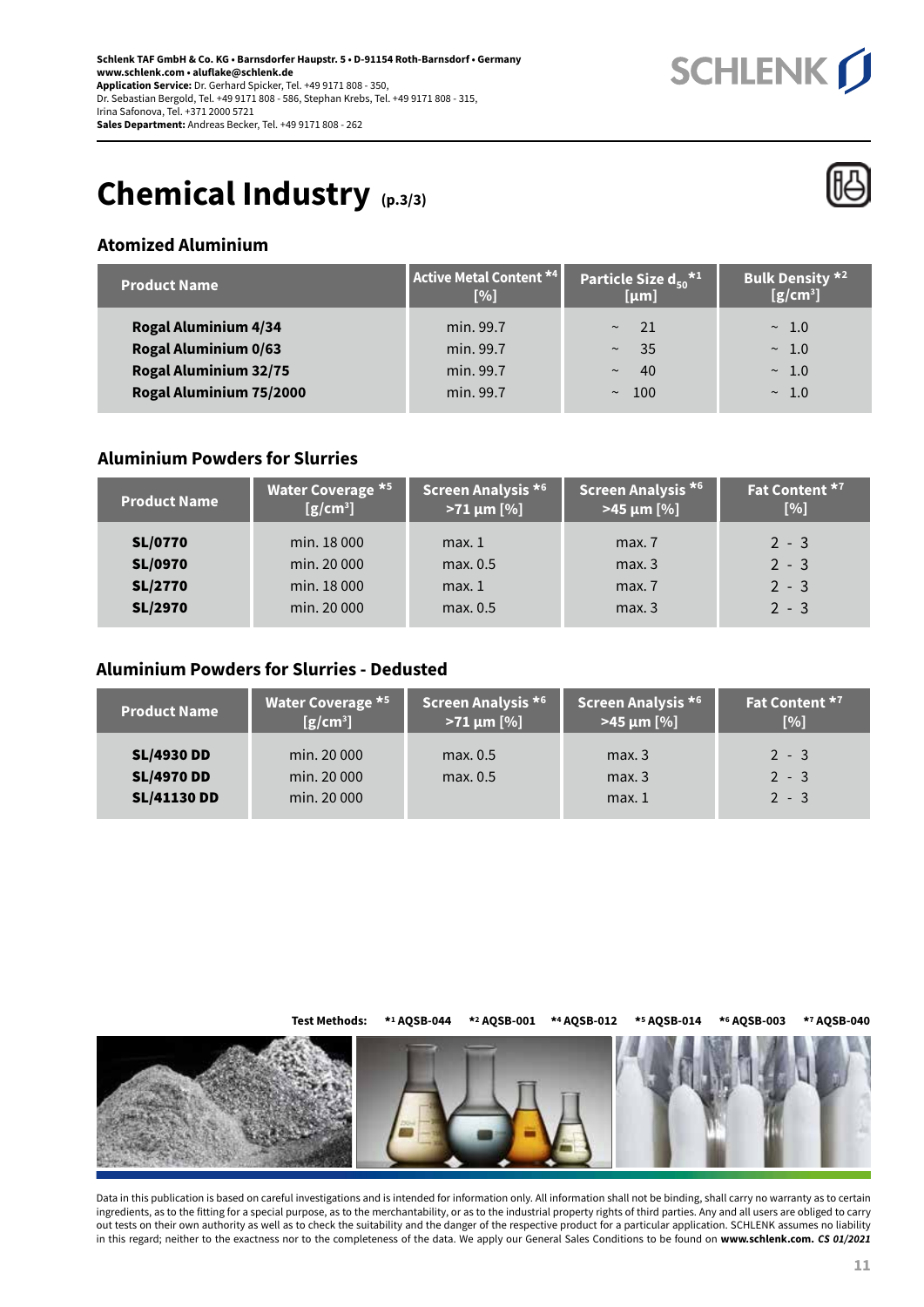Schlenk TAF GmbH & Co. KG • Barnsdorfer Haupstr. 5 • D-91154 Roth-Barnsdorf • Germany
www.schlenk.com • aluflake@schlenk.de
**Application Service:** Dr. Gerhard Spicker, Tel. +49 9171 808 - 350,
Dr. Sebastian Bergold, Tel. +49 9171 808 - 586, Stephan Krebs, Tel. +49 9171 808 - 315,
Irina Safonova, Tel. +371 2000 5721
**Sales Department:** Andreas Becker, Tel. +49 9171 808 - 262

# Chemical Industry (p.3/3)

## Atomized Aluminium

| Product Name | Active Metal Content *4 [%] | Particle Size $d_{50}$ *1 [µm] | Bulk Density *2 [g/cm³] |
|---|---|---|---|
| **Rogal Aluminium 4/34** | min. 99.7 | ~ 21 | ~ 1.0 |
| **Rogal Aluminium 0/63** | min. 99.7 | ~ 35 | ~ 1.0 |
| **Rogal Aluminium 32/75** | min. 99.7 | ~ 40 | ~ 1.0 |
| **Rogal Aluminium 75/2000** | min. 99.7 | ~ 100 | ~ 1.0 |

## Aluminium Powders for Slurries

| Product Name | Water Coverage *5 [g/cm²] | Screen Analysis *6 >71 µm [%] | Screen Analysis *6 >45 µm [%] | Fat Content *7 [%] |
|---|---|---|---|---|
| **SL/0770** | min. 18 000 | max. 1 | max. 7 | 2 - 3 |
| **SL/0970** | min. 20 000 | max. 0.5 | max. 3 | 2 - 3 |
| **SL/2770** | min. 18 000 | max. 1 | max. 7 | 2 - 3 |
| **SL/2970** | min. 20 000 | max. 0.5 | max. 3 | 2 - 3 |

## Aluminium Powders for Slurries - Dedusted

| Product Name | Water Coverage *5 [g/cm²] | Screen Analysis *6 >71 µm [%] | Screen Analysis *6 >45 µm [%] | Fat Content *7 [%] |
|---|---|---|---|---|
| **SL/4930 DD** | min. 20 000 | max. 0.5 | max. 3 | 2 - 3 |
| **SL/4970 DD** | min. 20 000 | max. 0.5 | max. 3 | 2 - 3 |
| **SL/41130 DD** | min. 20 000 | | max. 1 | 2 - 3 |

**Test Methods:** **\*1 AQSB-044** **\*2 AQSB-001** **\*4 AQSB-012** **\*5 AQSB-014** **\*6 AQSB-003** **\*7 AQSB-040**

Data in this publication is based on careful investigations and is intended for information only. All information shall not be binding, shall carry no warranty as to certain ingredients, as to the fitting for a special purpose, as to the merchantability, or as to the industrial property rights of third parties. Any and all users are obliged to carry out tests on their own authority as well as to check the suitability and the danger of the respective product for a particular application. SCHLENK assumes no liability in this regard; neither to the exactness nor to the completeness of the data. We apply our General Sales Conditions to be found on **www.schlenk.com.** ***CS 01/2021***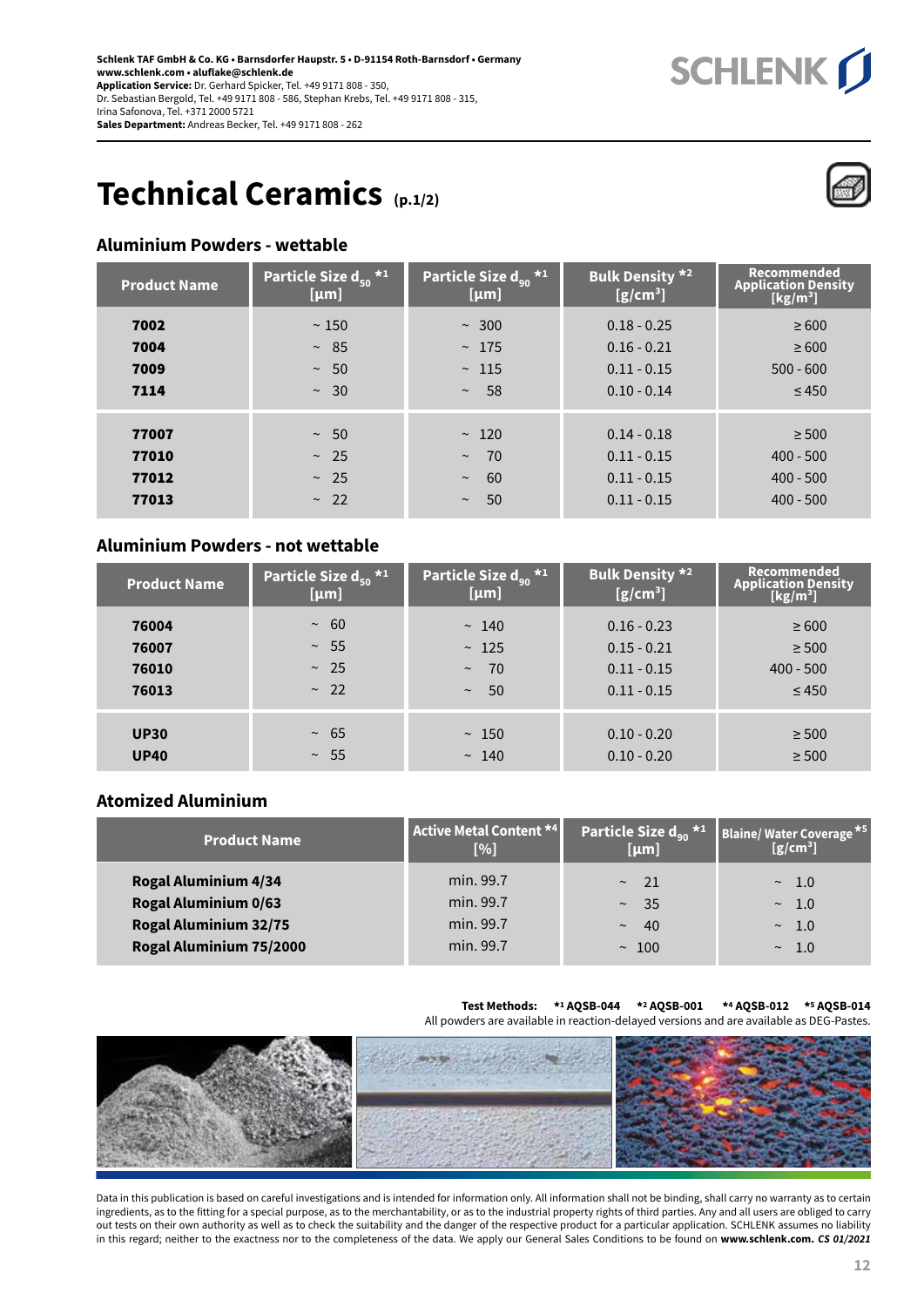Schlenk TAF GmbH & Co. KG • Barnsdorfer Hauptstr. 5 • D-91154 Roth-Barnsdorf • Germany
www.schlenk.com • aluflake@schlenk.de
**Application Service:** Dr. Gerhard Spicker, Tel. +49 9171 808 - 350,
Dr. Sebastian Bergold, Tel. +49 9171 808 - 586, Stephan Krebs, Tel. +49 9171 808 - 315,
Irina Safonova, Tel. +371 2000 5721
**Sales Department:** Andreas Becker, Tel. +49 9171 808 - 262

# Technical Ceramics (p.1/2)

## Aluminium Powders - wettable

| Product Name | Particle Size $d_{50}$ *1 [µm] | Particle Size $d_{90}$ *1 [µm] | Bulk Density *2 [g/cm³] | Recommended Application Density [kg/m³] |
|---|---|---|---|---|
| **7002** | ~ 150 | ~ 300 | 0.18 - 0.25 | ≥ 600 |
| **7004** | ~ 85 | ~ 175 | 0.16 - 0.21 | ≥ 600 |
| **7009** | ~ 50 | ~ 115 | 0.11 - 0.15 | 500 - 600 |
| **7114** | ~ 30 | ~ 58 | 0.10 - 0.14 | ≤ 450 |
| **77007** | ~ 50 | ~ 120 | 0.14 - 0.18 | ≥ 500 |
| **77010** | ~ 25 | ~ 70 | 0.11 - 0.15 | 400 - 500 |
| **77012** | ~ 25 | ~ 60 | 0.11 - 0.15 | 400 - 500 |
| **77013** | ~ 22 | ~ 50 | 0.11 - 0.15 | 400 - 500 |

## Aluminium Powders - not wettable

| Product Name | Particle Size $d_{50}$ *1 [µm] | Particle Size $d_{90}$ *1 [µm] | Bulk Density *2 [g/cm³] | Recommended Application Density [kg/m³] |
|---|---|---|---|---|
| **76004** | ~ 60 | ~ 140 | 0.16 - 0.23 | ≥ 600 |
| **76007** | ~ 55 | ~ 125 | 0.15 - 0.21 | ≥ 500 |
| **76010** | ~ 25 | ~ 70 | 0.11 - 0.15 | 400 - 500 |
| **76013** | ~ 22 | ~ 50 | 0.11 - 0.15 | ≤ 450 |
| **UP30** | ~ 65 | ~ 150 | 0.10 - 0.20 | ≥ 500 |
| **UP40** | ~ 55 | ~ 140 | 0.10 - 0.20 | ≥ 500 |

## Atomized Aluminium

| Product Name | Active Metal Content *4 [%] | Particle Size $d_{90}$ *1 [µm] | Blaine/ Water Coverage *5 [g/cm³] |
|---|---|---|---|
| **Rogal Aluminium 4/34** | min. 99.7 | ~ 21 | ~ 1.0 |
| **Rogal Aluminium 0/63** | min. 99.7 | ~ 35 | ~ 1.0 |
| **Rogal Aluminium 32/75** | min. 99.7 | ~ 40 | ~ 1.0 |
| **Rogal Aluminium 75/2000** | min. 99.7 | ~ 100 | ~ 1.0 |

**Test Methods:** **\*1 AQSB-044** **\*2 AQSB-001** **\*4 AQSB-012** **\*5 AQSB-014**

All powders are available in reaction-delayed versions and are available as DEG-Pastes.

Data in this publication is based on careful investigations and is intended for information only. All information shall not be binding, shall carry no warranty as to certain ingredients, as to the fitting for a special purpose, as to the merchantability, or as to the industrial property rights of third parties. Any and all users are obliged to carry out tests on their own authority as well as to check the suitability and the danger of the respective product for a particular application. SCHLENK assumes no liability in this regard; neither to the exactness nor to the completeness of the data. We apply our General Sales Conditions to be found on **www.schlenk.com.** ***CS 01/2021***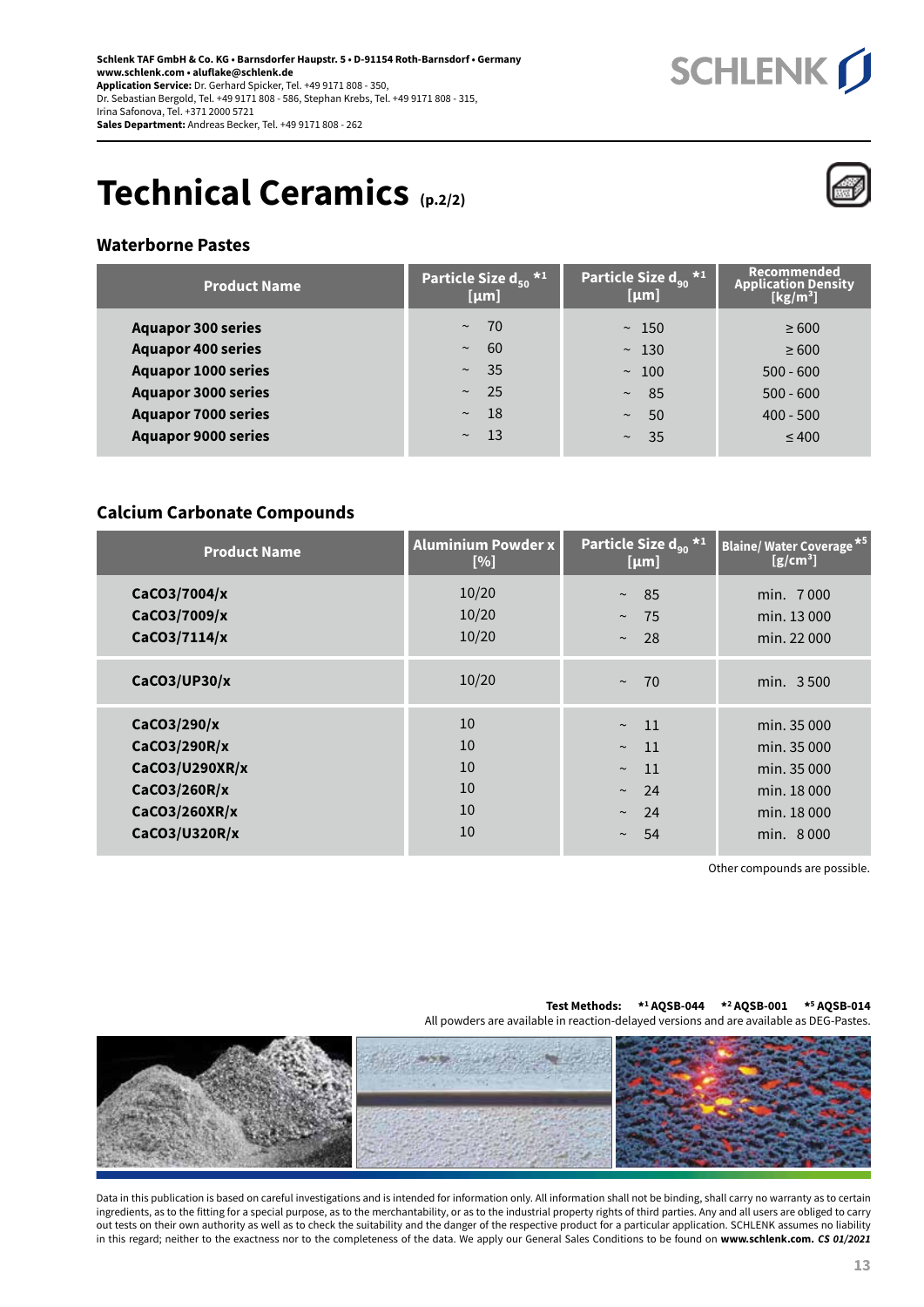Schlenk TAF GmbH & Co. KG • Barnsdorfer Hauptstr. 5 • D-91154 Roth-Barnsdorf • Germany
www.schlenk.com • aluflake@schlenk.de
**Application Service:** Dr. Gerhard Spicker, Tel. +49 9171 808 - 350,
Dr. Sebastian Bergold, Tel. +49 9171 808 - 586, Stephan Krebs, Tel. +49 9171 808 - 315,
Irina Safonova, Tel. +371 2000 5721
**Sales Department:** Andreas Becker, Tel. +49 9171 808 - 262

# Technical Ceramics (p.2/2)

## Waterborne Pastes

| Product Name | Particle Size $d_{50}$ *1 [µm] | Particle Size $d_{90}$ *1 [µm] | Recommended Application Density [kg/m³] |
|---|---|---|---|
| **Aquapor 300 series** | ~ 70 | ~ 150 | ≥ 600 |
| **Aquapor 400 series** | ~ 60 | ~ 130 | ≥ 600 |
| **Aquapor 1000 series** | ~ 35 | ~ 100 | 500 - 600 |
| **Aquapor 3000 series** | ~ 25 | ~ 85 | 500 - 600 |
| **Aquapor 7000 series** | ~ 18 | ~ 50 | 400 - 500 |
| **Aquapor 9000 series** | ~ 13 | ~ 35 | ≤ 400 |

## Calcium Carbonate Compounds

| Product Name | Aluminium Powder x [%] | Particle Size $d_{90}$ *1 [µm] | Blaine/ Water Coverage *5 [g/cm³] |
|---|---|---|---|
| **CaCO3/7004/x** | 10/20 | ~ 85 | min. 7 000 |
| **CaCO3/7009/x** | 10/20 | ~ 75 | min. 13 000 |
| **CaCO3/7114/x** | 10/20 | ~ 28 | min. 22 000 |
| **CaCO3/UP30/x** | 10/20 | ~ 70 | min. 3 500 |
| **CaCO3/290/x** | 10 | ~ 11 | min. 35 000 |
| **CaCO3/290R/x** | 10 | ~ 11 | min. 35 000 |
| **CaCO3/U290XR/x** | 10 | ~ 11 | min. 35 000 |
| **CaCO3/260R/x** | 10 | ~ 24 | min. 18 000 |
| **CaCO3/260XR/x** | 10 | ~ 24 | min. 18 000 |
| **CaCO3/U320R/x** | 10 | ~ 54 | min. 8 000 |

Other compounds are possible.

**Test Methods: *1 AQSB-044 *2 AQSB-001 *5 AQSB-014**
All powders are available in reaction-delayed versions and are available as DEG-Pastes.

Data in this publication is based on careful investigations and is intended for information only. All information shall not be binding, shall carry no warranty as to certain ingredients, as to the fitting for a special purpose, as to the merchantability, or as to the industrial property rights of third parties. Any and all users are obliged to carry out tests on their own authority as well as to check the suitability and the danger of the respective product for a particular application. SCHLENK assumes no liability in this regard; neither to the exactness nor to the completeness of the data. We apply our General Sales Conditions to be found on **www.schlenk.com.** ***CS 01/2021***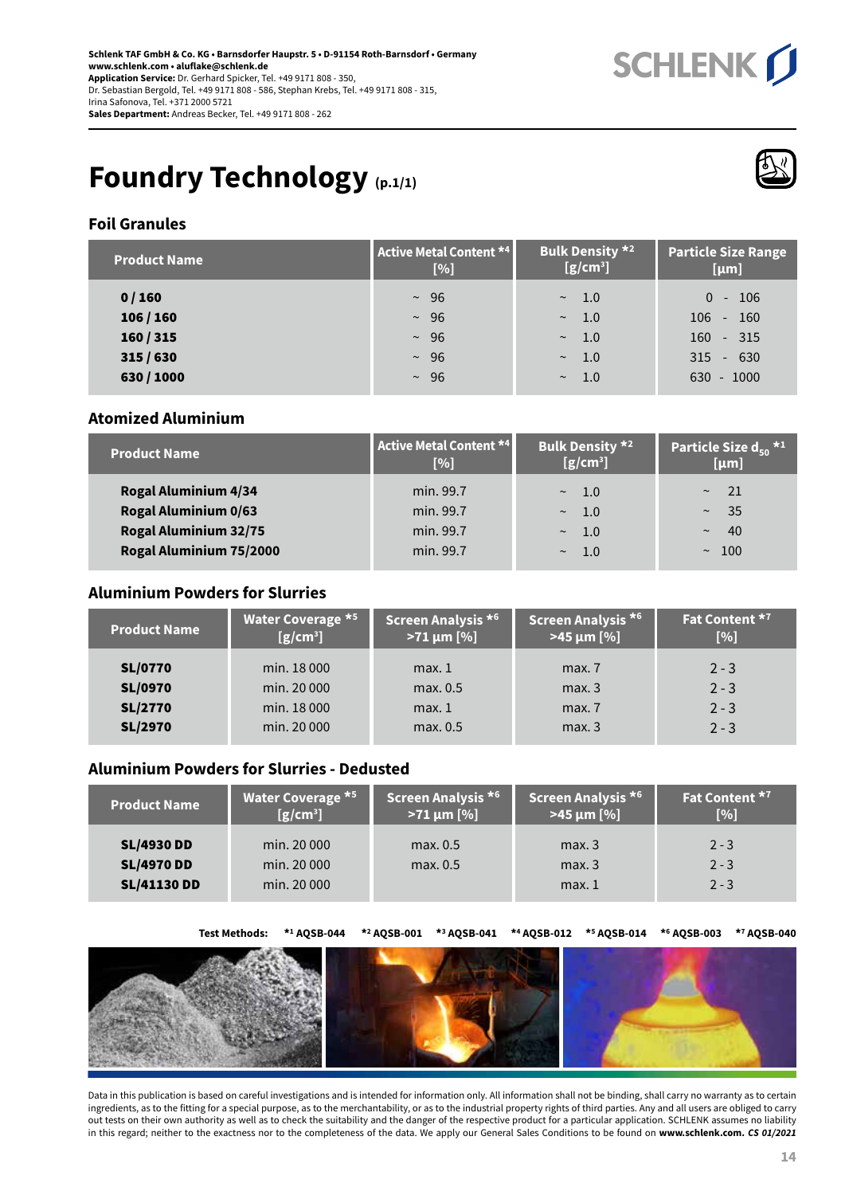**Schlenk TAF GmbH & Co. KG • Barnsdorfer Haupstr. 5 • D-91154 Roth-Barnsdorf • Germany**
**www.schlenk.com • aluflake@schlenk.de**
**Application Service:** Dr. Gerhard Spicker, Tel. +49 9171 808 - 350,
Dr. Sebastian Bergold, Tel. +49 9171 808 - 586, Stephan Krebs, Tel. +49 9171 808 - 315,
Irina Safonova, Tel. +371 2000 5721
**Sales Department:** Andreas Becker, Tel. +49 9171 808 - 262

# Foundry Technology (p.1/1)

## Foil Granules

| Product Name | Active Metal Content *4 [%] | Bulk Density *2 [g/cm³] | Particle Size Range [µm] |
|---|---|---|---|
| **0 / 160** | ~ 96 | ~ 1.0 | 0 - 106 |
| **106 / 160** | ~ 96 | ~ 1.0 | 106 - 160 |
| **160 / 315** | ~ 96 | ~ 1.0 | 160 - 315 |
| **315 / 630** | ~ 96 | ~ 1.0 | 315 - 630 |
| **630 / 1000** | ~ 96 | ~ 1.0 | 630 - 1000 |

## Atomized Aluminium

| Product Name | Active Metal Content *4 [%] | Bulk Density *2 [g/cm³] | Particle Size $d_{50}$ *1 [µm] |
|---|---|---|---|
| **Rogal Aluminium 4/34** | min. 99.7 | ~ 1.0 | ~ 21 |
| **Rogal Aluminium 0/63** | min. 99.7 | ~ 1.0 | ~ 35 |
| **Rogal Aluminium 32/75** | min. 99.7 | ~ 1.0 | ~ 40 |
| **Rogal Aluminium 75/2000** | min. 99.7 | ~ 1.0 | ~ 100 |

## Aluminium Powders for Slurries

| Product Name | Water Coverage *5 [g/cm³] | Screen Analysis *6 >71 µm [%] | Screen Analysis *6 >45 µm [%] | Fat Content *7 [%] |
|---|---|---|---|---|
| **SL/0770** | min. 18 000 | max. 1 | max. 7 | 2 - 3 |
| **SL/0970** | min. 20 000 | max. 0.5 | max. 3 | 2 - 3 |
| **SL/2770** | min. 18 000 | max. 1 | max. 7 | 2 - 3 |
| **SL/2970** | min. 20 000 | max. 0.5 | max. 3 | 2 - 3 |

## Aluminium Powders for Slurries - Dedusted

| Product Name | Water Coverage *5 [g/cm³] | Screen Analysis *6 >71 µm [%] | Screen Analysis *6 >45 µm [%] | Fat Content *7 [%] |
|---|---|---|---|---|
| **SL/4930 DD** | min. 20 000 | max. 0.5 | max. 3 | 2 - 3 |
| **SL/4970 DD** | min. 20 000 | max. 0.5 | max. 3 | 2 - 3 |
| **SL/41130 DD** | min. 20 000 | | max. 1 | 2 - 3 |

**Test Methods:** **\*1 AQSB-044** **\*2 AQSB-001** **\*3 AQSB-041** **\*4 AQSB-012** **\*5 AQSB-014** **\*6 AQSB-003** **\*7 AQSB-040**

Data in this publication is based on careful investigations and is intended for information only. All information shall not be binding, shall carry no warranty as to certain ingredients, as to the fitting for a special purpose, as to the merchantability, or as to the industrial property rights of third parties. Any and all users are obliged to carry out tests on their own authority as well as to check the suitability and the danger of the respective product for a particular application. SCHLENK assumes no liability in this regard; neither to the exactness nor to the completeness of the data. We apply our General Sales Conditions to be found on **www.schlenk.com.** ***CS 01/2021***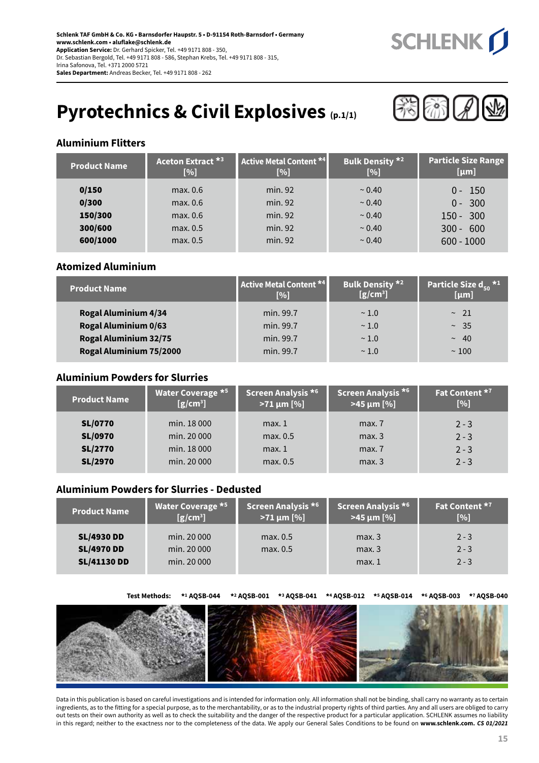**Schlenk TAF GmbH & Co. KG • Barnsdorfer Hauptstr. 5 • D-91154 Roth-Barnsdorf • Germany**
**www.schlenk.com • aluflake@schlenk.de**
**Application Service:** Dr. Gerhard Spicker, Tel. +49 9171 808 - 350,
Dr. Sebastian Bergold, Tel. +49 9171 808 - 586, Stephan Krebs, Tel. +49 9171 808 - 315,
Irina Safonova, Tel. +371 2000 5721
**Sales Department:** Andreas Becker, Tel. +49 9171 808 - 262

SCHLENK

# Pyrotechnics & Civil Explosives (p.1/1)

## Aluminium Flitters

| Product Name | Aceton Extract *3 [%] | Active Metal Content *4 [%] | Bulk Density *2 [%] | Particle Size Range [µm] |
|---|---|---|---|---|
| **0/150** | max. 0.6 | min. 92 | ~ 0.40 | 0 - 150 |
| **0/300** | max. 0.6 | min. 92 | ~ 0.40 | 0 - 300 |
| **150/300** | max. 0.6 | min. 92 | ~ 0.40 | 150 - 300 |
| **300/600** | max. 0.5 | min. 92 | ~ 0.40 | 300 - 600 |
| **600/1000** | max. 0.5 | min. 92 | ~ 0.40 | 600 - 1000 |

## Atomized Aluminium

| Product Name | Active Metal Content *4 [%] | Bulk Density *2 [g/cm³] | Particle Size $d_{50}$ *1 [µm] |
|---|---|---|---|
| **Rogal Aluminium 4/34** | min. 99.7 | ~ 1.0 | ~ 21 |
| **Rogal Aluminium 0/63** | min. 99.7 | ~ 1.0 | ~ 35 |
| **Rogal Aluminium 32/75** | min. 99.7 | ~ 1.0 | ~ 40 |
| **Rogal Aluminium 75/2000** | min. 99.7 | ~ 1.0 | ~ 100 |

## Aluminium Powders for Slurries

| Product Name | Water Coverage *5 [g/cm³] | Screen Analysis *6 >71 µm [%] | Screen Analysis *6 >45 µm [%] | Fat Content *7 [%] |
|---|---|---|---|---|
| **SL/0770** | min. 18 000 | max. 1 | max. 7 | 2 - 3 |
| **SL/0970** | min. 20 000 | max. 0.5 | max. 3 | 2 - 3 |
| **SL/2770** | min. 18 000 | max. 1 | max. 7 | 2 - 3 |
| **SL/2970** | min. 20 000 | max. 0.5 | max. 3 | 2 - 3 |

## Aluminium Powders for Slurries - Dedusted

| Product Name | Water Coverage *5 [g/cm³] | Screen Analysis *6 >71 µm [%] | Screen Analysis *6 >45 µm [%] | Fat Content *7 [%] |
|---|---|---|---|---|
| **SL/4930 DD** | min. 20 000 | max. 0.5 | max. 3 | 2 - 3 |
| **SL/4970 DD** | min. 20 000 | max. 0.5 | max. 3 | 2 - 3 |
| **SL/41130 DD** | min. 20 000 | | max. 1 | 2 - 3 |

**Test Methods:** **\*1 AQSB-044** **\*2 AQSB-001** **\*3 AQSB-041** **\*4 AQSB-012** **\*5 AQSB-014** **\*6 AQSB-003** **\*7 AQSB-040**

Data in this publication is based on careful investigations and is intended for information only. All information shall not be binding, shall carry no warranty as to certain ingredients, as to the fitting for a special purpose, as to the merchantability, or as to the industrial property rights of third parties. Any and all users are obliged to carry out tests on their own authority as well as to check the suitability and the danger of the respective product for a particular application. SCHLENK assumes no liability in this regard; neither to the exactness nor to the completeness of the data. We apply our General Sales Conditions to be found on **www.schlenk.com.** ***CS 01/2021***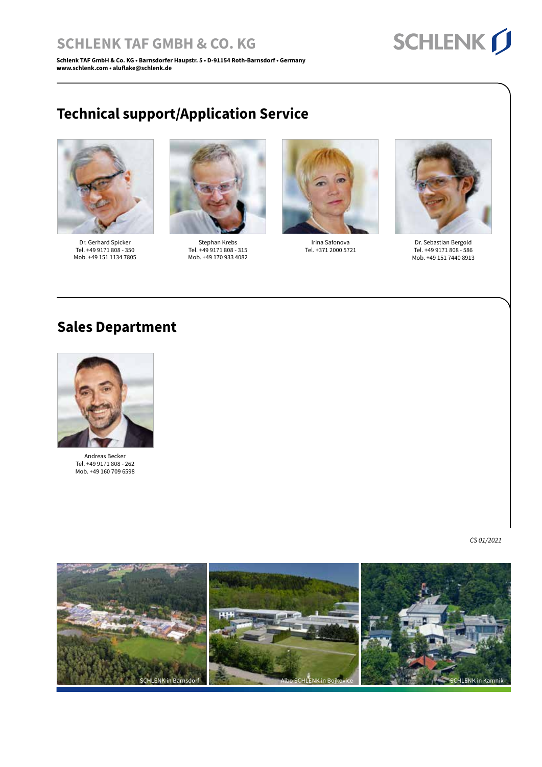# SCHLENK TAF GMBH & CO. KG

**Schlenk TAF GmbH & Co. KG • Barnsdorfer Hauptstr. 5 • D-91154 Roth-Barnsdorf • Germany**
**www.schlenk.com • aluflake@schlenk.de**

## Technical support/Application Service

Dr. Gerhard Spicker
Tel. +49 9171 808 - 350
Mob. +49 151 1134 7805

Stephan Krebs
Tel. +49 9171 808 - 315
Mob. +49 170 933 4082

Irina Safonova
Tel. +371 2000 5721

Dr. Sebastian Bergold
Tel. +49 9171 808 - 586
Mob. +49 151 7440 8913

## Sales Department

Andreas Becker
Tel. +49 9171 808 - 262
Mob. +49 160 709 6598

*CS 01/2021*

SCHLENK in Barnsdorf

Albo SCHLENK in Bojkovice

SCHLENK in Kamnik